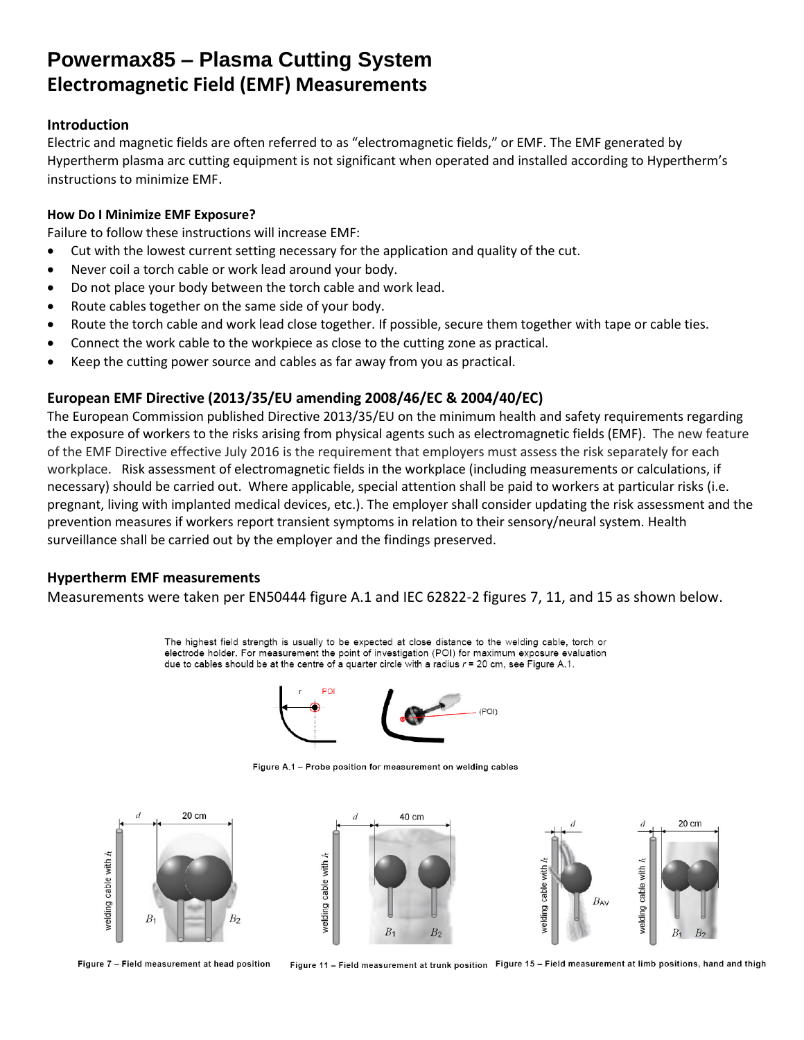# Powermax85 – Plasma Cutting System
## Electromagnetic Field (EMF) Measurements

### Introduction

Electric and magnetic fields are often referred to as "electromagnetic fields," or EMF. The EMF generated by Hypertherm plasma arc cutting equipment is not significant when operated and installed according to Hypertherm's instructions to minimize EMF.

#### How Do I Minimize EMF Exposure?

Failure to follow these instructions will increase EMF:

- Cut with the lowest current setting necessary for the application and quality of the cut.
- Never coil a torch cable or work lead around your body.
- Do not place your body between the torch cable and work lead.
- Route cables together on the same side of your body.
- Route the torch cable and work lead close together. If possible, secure them together with tape or cable ties.
- Connect the work cable to the workpiece as close to the cutting zone as practical.
- Keep the cutting power source and cables as far away from you as practical.

### European EMF Directive (2013/35/EU amending 2008/46/EC & 2004/40/EC)

The European Commission published Directive 2013/35/EU on the minimum health and safety requirements regarding the exposure of workers to the risks arising from physical agents such as electromagnetic fields (EMF). The new feature of the EMF Directive effective July 2016 is the requirement that employers must assess the risk separately for each workplace. Risk assessment of electromagnetic fields in the workplace (including measurements or calculations, if necessary) should be carried out. Where applicable, special attention shall be paid to workers at particular risks (i.e. pregnant, living with implanted medical devices, etc.). The employer shall consider updating the risk assessment and the prevention measures if workers report transient symptoms in relation to their sensory/neural system. Health surveillance shall be carried out by the employer and the findings preserved.

### Hypertherm EMF measurements

Measurements were taken per EN50444 figure A.1 and IEC 62822-2 figures 7, 11, and 15 as shown below.

The highest field strength is usually to be expected at close distance to the welding cable, torch or electrode holder. For measurement the point of investigation (POI) for maximum exposure evaluation due to cables should be at the centre of a quarter circle with a radius $r$ = 20 cm, see Figure A.1.

Figure A.1 – Probe position for measurement on welding cables

Figure 7 – Field measurement at head position

Figure 11 – Field measurement at trunk position

Figure 15 – Field measurement at limb positions, hand and thigh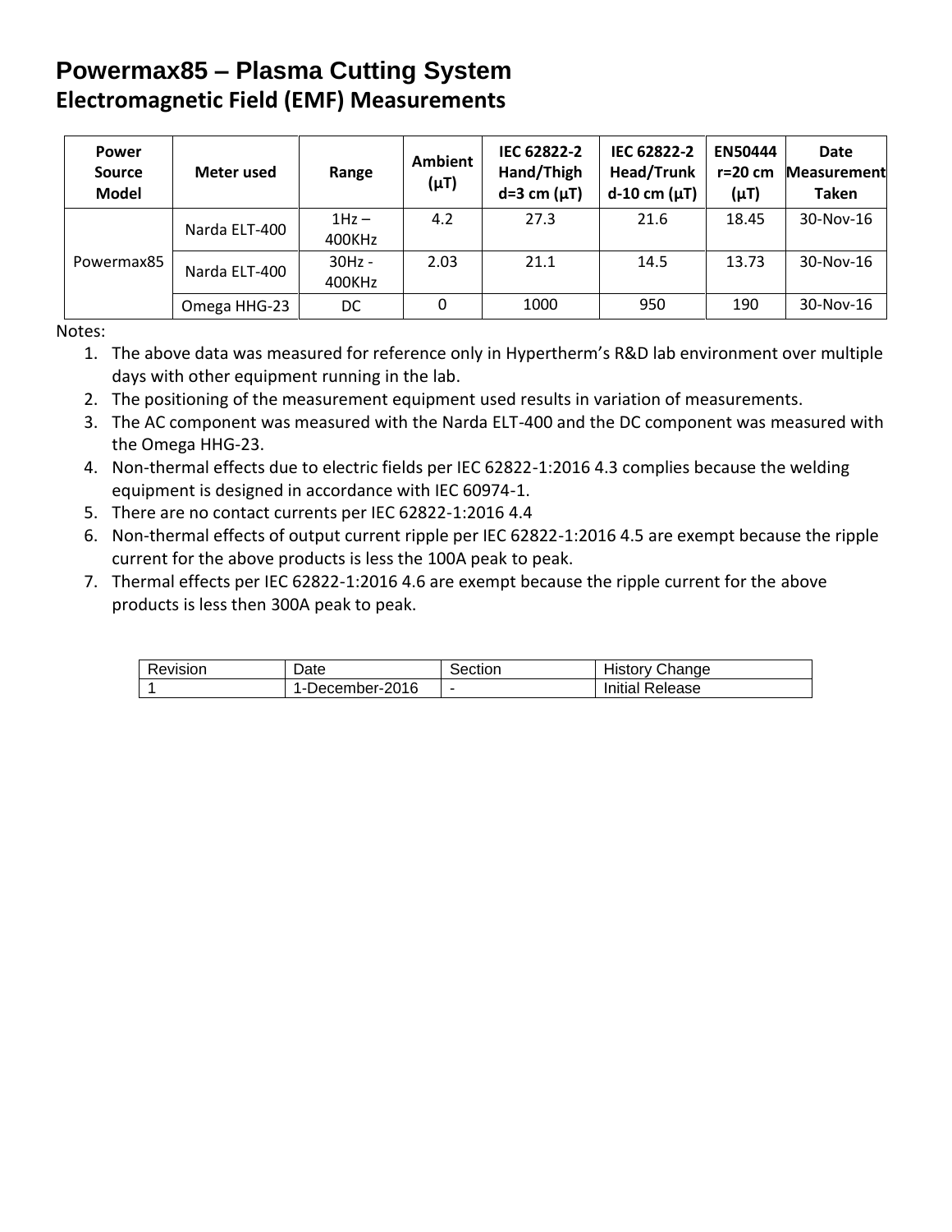# Powermax85 – Plasma Cutting System

## Electromagnetic Field (EMF) Measurements

| Power Source Model | Meter used | Range | Ambient (µT) | IEC 62822-2 Hand/Thigh d=3 cm (µT) | IEC 62822-2 Head/Trunk d-10 cm (µT) | EN50444 r=20 cm (µT) | Date Measurement Taken |
|---|---|---|---|---|---|---|---|
| Powermax85 | Narda ELT-400 | 1Hz – 400KHz | 4.2 | 27.3 | 21.6 | 18.45 | 30-Nov-16 |
| | Narda ELT-400 | 30Hz - 400KHz | 2.03 | 21.1 | 14.5 | 13.73 | 30-Nov-16 |
| | Omega HHG-23 | DC | 0 | 1000 | 950 | 190 | 30-Nov-16 |

Notes:

1. The above data was measured for reference only in Hypertherm's R&D lab environment over multiple days with other equipment running in the lab.
2. The positioning of the measurement equipment used results in variation of measurements.
3. The AC component was measured with the Narda ELT-400 and the DC component was measured with the Omega HHG-23.
4. Non-thermal effects due to electric fields per IEC 62822-1:2016 4.3 complies because the welding equipment is designed in accordance with IEC 60974-1.
5. There are no contact currents per IEC 62822-1:2016 4.4
6. Non-thermal effects of output current ripple per IEC 62822-1:2016 4.5 are exempt because the ripple current for the above products is less the 100A peak to peak.
7. Thermal effects per IEC 62822-1:2016 4.6 are exempt because the ripple current for the above products is less then 300A peak to peak.

| Revision | Date | Section | History Change |
|---|---|---|---|
| 1 | 1-December-2016 | - | Initial Release |